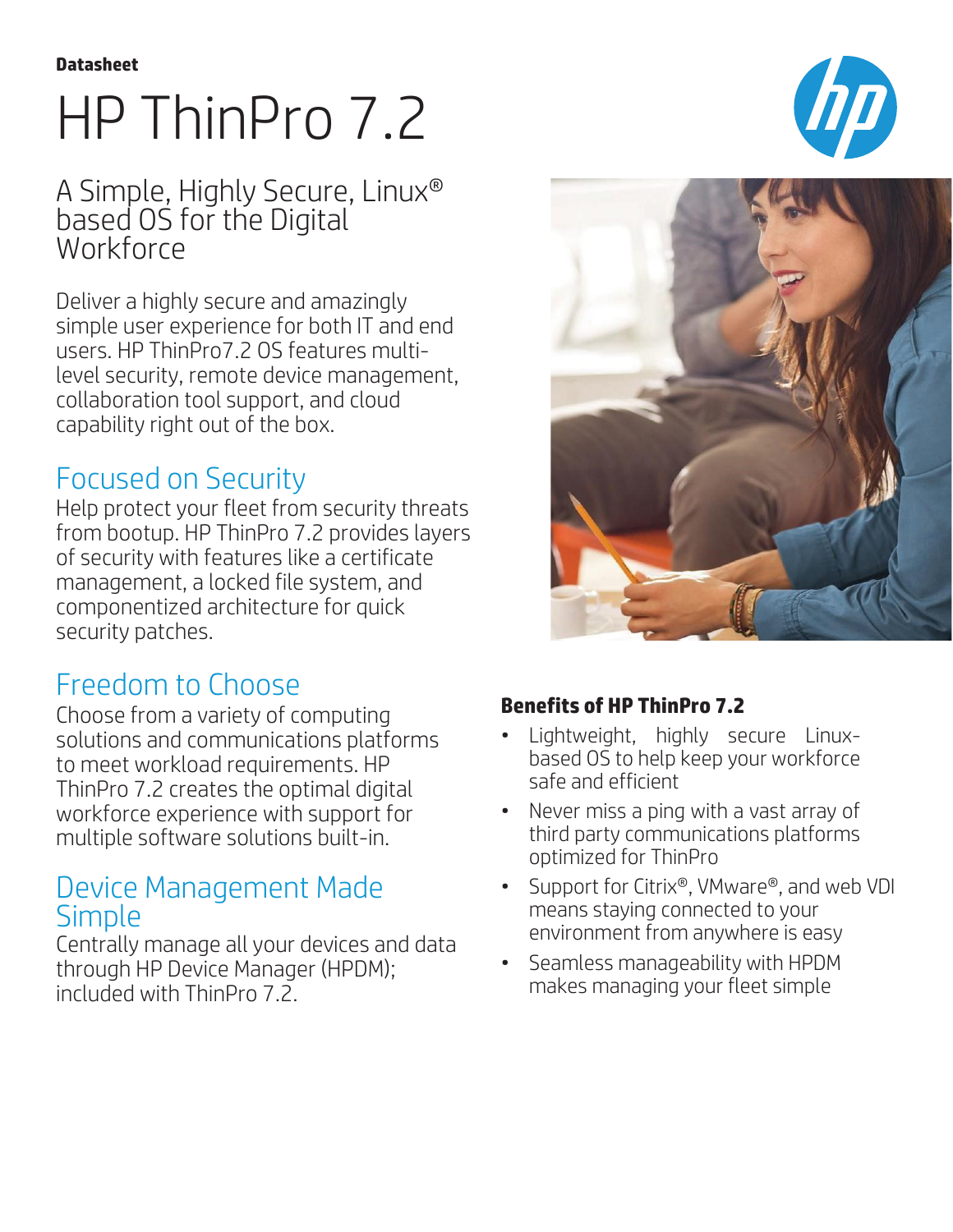**Datasheet**

# HP ThinPro 7.2

## A Simple, Highly Secure, Linux® based OS for the Digital Workforce

Deliver a highly secure and amazingly simple user experience for both IT and end users. HP ThinPro7.2 OS features multi-level security, remote device management, collaboration tool support, and cloud capability right out of the box.

## Focused on Security

Help protect your fleet from security threats from bootup. HP ThinPro 7.2 provides layers of security with features like a certificate management, a locked file system, and componentized architecture for quick security patches.

## Freedom to Choose

Choose from a variety of computing solutions and communications platforms to meet workload requirements. HP ThinPro 7.2 creates the optimal digital workforce experience with support for multiple software solutions built-in.

## Device Management Made Simple

Centrally manage all your devices and data through HP Device Manager (HPDM); included with ThinPro 7.2.

**Benefits of HP ThinPro 7.2**

- Lightweight, highly secure Linux-based OS to help keep your workforce safe and efficient
- Never miss a ping with a vast array of third party communications platforms optimized for ThinPro
- Support for Citrix®, VMware®, and web VDI means staying connected to your environment from anywhere is easy
- Seamless manageability with HPDM makes managing your fleet simple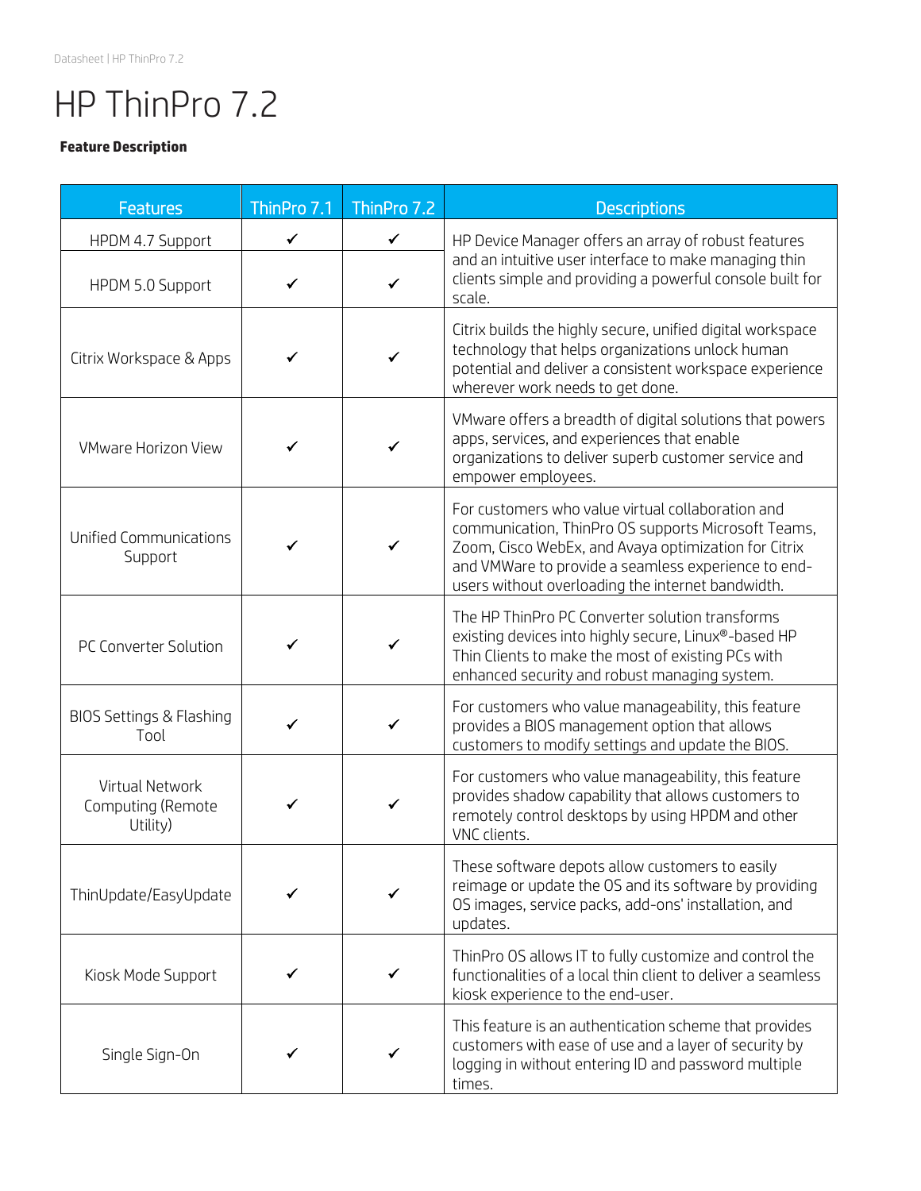# HP ThinPro 7.2

**Feature Description**

| Features | ThinPro 7.1 | ThinPro 7.2 | Descriptions |
|---|---|---|---|
| HPDM 4.7 Support | ✓ | ✓ | HP Device Manager offers an array of robust features and an intuitive user interface to make managing thin clients simple and providing a powerful console built for scale. |
| HPDM 5.0 Support | ✓ | ✓ | |
| Citrix Workspace & Apps | ✓ | ✓ | Citrix builds the highly secure, unified digital workspace technology that helps organizations unlock human potential and deliver a consistent workspace experience wherever work needs to get done. |
| VMware Horizon View | ✓ | ✓ | VMware offers a breadth of digital solutions that powers apps, services, and experiences that enable organizations to deliver superb customer service and empower employees. |
| Unified Communications Support | ✓ | ✓ | For customers who value virtual collaboration and communication, ThinPro OS supports Microsoft Teams, Zoom, Cisco WebEx, and Avaya optimization for Citrix and VMWare to provide a seamless experience to end-users without overloading the internet bandwidth. |
| PC Converter Solution | ✓ | ✓ | The HP ThinPro PC Converter solution transforms existing devices into highly secure, Linux®-based HP Thin Clients to make the most of existing PCs with enhanced security and robust managing system. |
| BIOS Settings & Flashing Tool | ✓ | ✓ | For customers who value manageability, this feature provides a BIOS management option that allows customers to modify settings and update the BIOS. |
| Virtual Network Computing (Remote Utility) | ✓ | ✓ | For customers who value manageability, this feature provides shadow capability that allows customers to remotely control desktops by using HPDM and other VNC clients. |
| ThinUpdate/EasyUpdate | ✓ | ✓ | These software depots allow customers to easily reimage or update the OS and its software by providing OS images, service packs, add-ons' installation, and updates. |
| Kiosk Mode Support | ✓ | ✓ | ThinPro OS allows IT to fully customize and control the functionalities of a local thin client to deliver a seamless kiosk experience to the end-user. |
| Single Sign-On | ✓ | ✓ | This feature is an authentication scheme that provides customers with ease of use and a layer of security by logging in without entering ID and password multiple times. |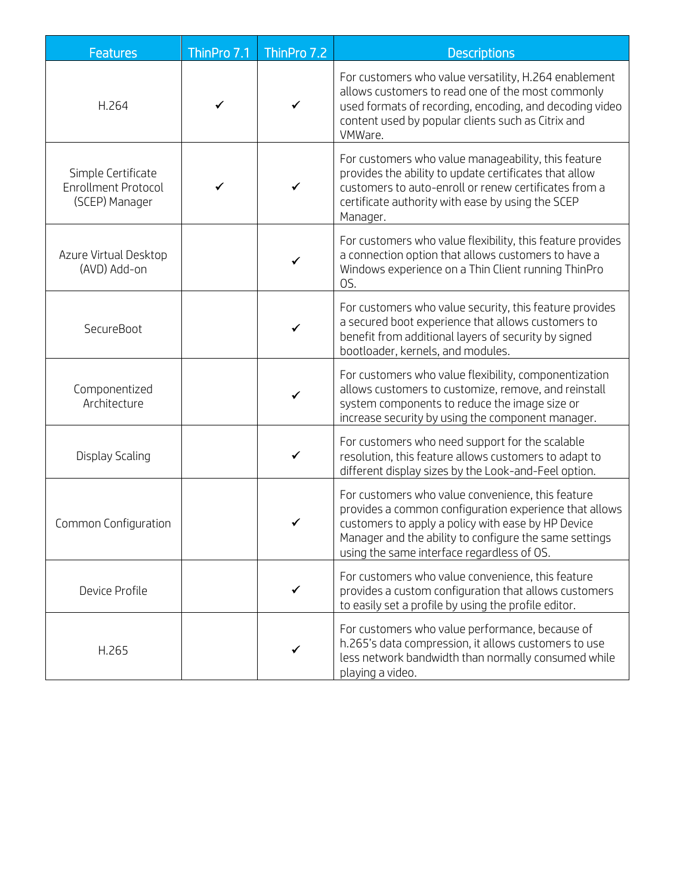| Features | ThinPro 7.1 | ThinPro 7.2 | Descriptions |
|---|---|---|---|
| H.264 | ✓ | ✓ | For customers who value versatility, H.264 enablement allows customers to read one of the most commonly used formats of recording, encoding, and decoding video content used by popular clients such as Citrix and VMWare. |
| Simple Certificate Enrollment Protocol (SCEP) Manager | ✓ | ✓ | For customers who value manageability, this feature provides the ability to update certificates that allow customers to auto-enroll or renew certificates from a certificate authority with ease by using the SCEP Manager. |
| Azure Virtual Desktop (AVD) Add-on | | ✓ | For customers who value flexibility, this feature provides a connection option that allows customers to have a Windows experience on a Thin Client running ThinPro OS. |
| SecureBoot | | ✓ | For customers who value security, this feature provides a secured boot experience that allows customers to benefit from additional layers of security by signed bootloader, kernels, and modules. |
| Componentized Architecture | | ✓ | For customers who value flexibility, componentization allows customers to customize, remove, and reinstall system components to reduce the image size or increase security by using the component manager. |
| Display Scaling | | ✓ | For customers who need support for the scalable resolution, this feature allows customers to adapt to different display sizes by the Look-and-Feel option. |
| Common Configuration | | ✓ | For customers who value convenience, this feature provides a common configuration experience that allows customers to apply a policy with ease by HP Device Manager and the ability to configure the same settings using the same interface regardless of OS. |
| Device Profile | | ✓ | For customers who value convenience, this feature provides a custom configuration that allows customers to easily set a profile by using the profile editor. |
| H.265 | | ✓ | For customers who value performance, because of h.265's data compression, it allows customers to use less network bandwidth than normally consumed while playing a video. |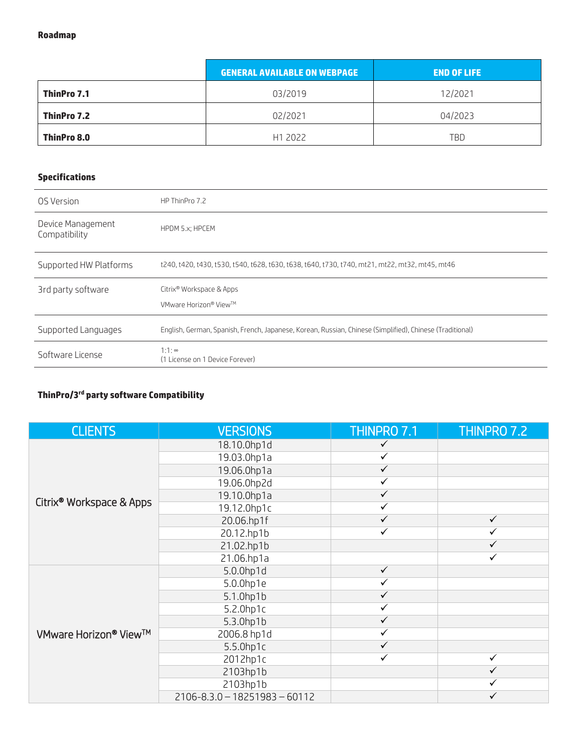### Roadmap

| | GENERAL AVAILABLE ON WEBPAGE | END OF LIFE |
|---|---|---|
| **ThinPro 7.1** | 03/2019 | 12/2021 |
| **ThinPro 7.2** | 02/2021 | 04/2023 |
| **ThinPro 8.0** | H1 2022 | TBD |

### Specifications

| | |
|---|---|
| OS Version | HP ThinPro 7.2 |
| Device Management Compatibility | HPDM 5.x; HPCEM |
| Supported HW Platforms | t240, t420, t430, t530, t540, t628, t630, t638, t640, t730, t740, mt21, mt22, mt32, mt45, mt46 |
| 3rd party software | Citrix® Workspace & Apps<br>VMware Horizon® View™ |
| Supported Languages | English, German, Spanish, French, Japanese, Korean, Russian, Chinese (Simplified), Chinese (Traditional) |
| Software License | 1:1: ∞<br>(1 License on 1 Device Forever) |

### ThinPro/3rd party software Compatibility

| CLIENTS | VERSIONS | THINPRO 7.1 | THINPRO 7.2 |
|---|---|---|---|
| Citrix® Workspace & Apps | 18.10.0hp1d | ✓ | |
| | 19.03.0hp1a | ✓ | |
| | 19.06.0hp1a | ✓ | |
| | 19.06.0hp2d | ✓ | |
| | 19.10.0hp1a | ✓ | |
| | 19.12.0hp1c | ✓ | |
| | 20.06.hp1f | ✓ | ✓ |
| | 20.12.hp1b | ✓ | ✓ |
| | 21.02.hp1b | | ✓ |
| | 21.06.hp1a | | ✓ |
| VMware Horizon® View™ | 5.0.0hp1d | ✓ | |
| | 5.0.0hp1e | ✓ | |
| | 5.1.0hp1b | ✓ | |
| | 5.2.0hp1c | ✓ | |
| | 5.3.0hp1b | ✓ | |
| | 2006.8 hp1d | ✓ | |
| | 5.5.0hp1c | ✓ | |
| | 2012hp1c | ✓ | ✓ |
| | 2103hp1b | | ✓ |
| | 2103hp1b | | ✓ |
| | 2106-8.3.0 – 18251983 – 60112 | | ✓ |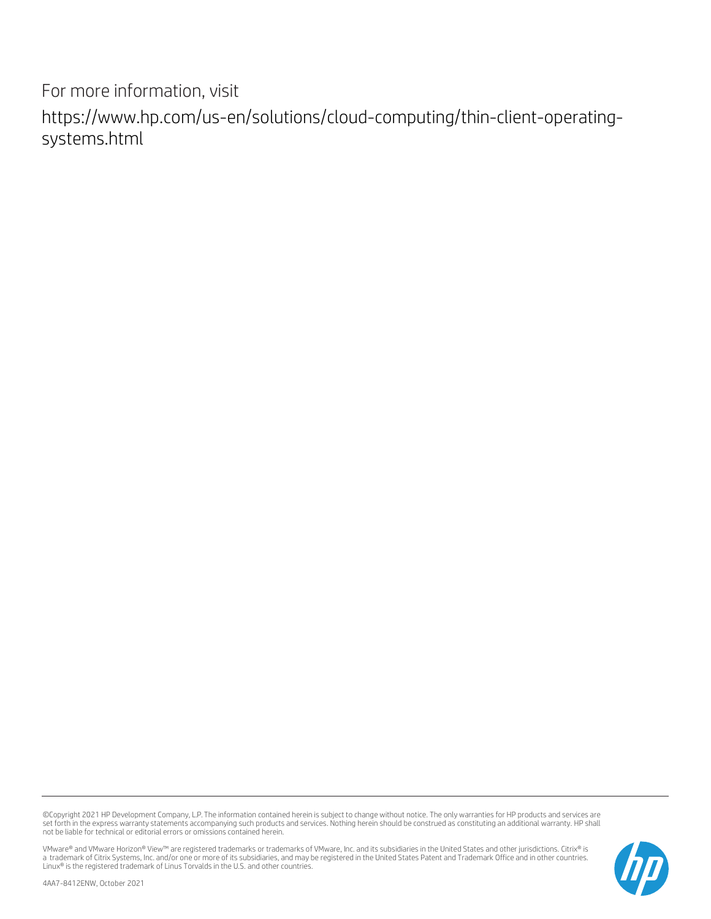For more information, visit

https://www.hp.com/us-en/solutions/cloud-computing/thin-client-operating-systems.html

---

©Copyright 2021 HP Development Company, L.P. The information contained herein is subject to change without notice. The only warranties for HP products and services are set forth in the express warranty statements accompanying such products and services. Nothing herein should be construed as constituting an additional warranty. HP shall not be liable for technical or editorial errors or omissions contained herein.

VMware® and VMware Horizon® View™ are registered trademarks or trademarks of VMware, Inc. and its subsidiaries in the United States and other jurisdictions. Citrix® is a trademark of Citrix Systems, Inc. and/or one or more of its subsidiaries, and may be registered in the United States Patent and Trademark Office and in other countries. Linux® is the registered trademark of Linus Torvalds in the U.S. and other countries.

4AA7-8412ENW, October 2021